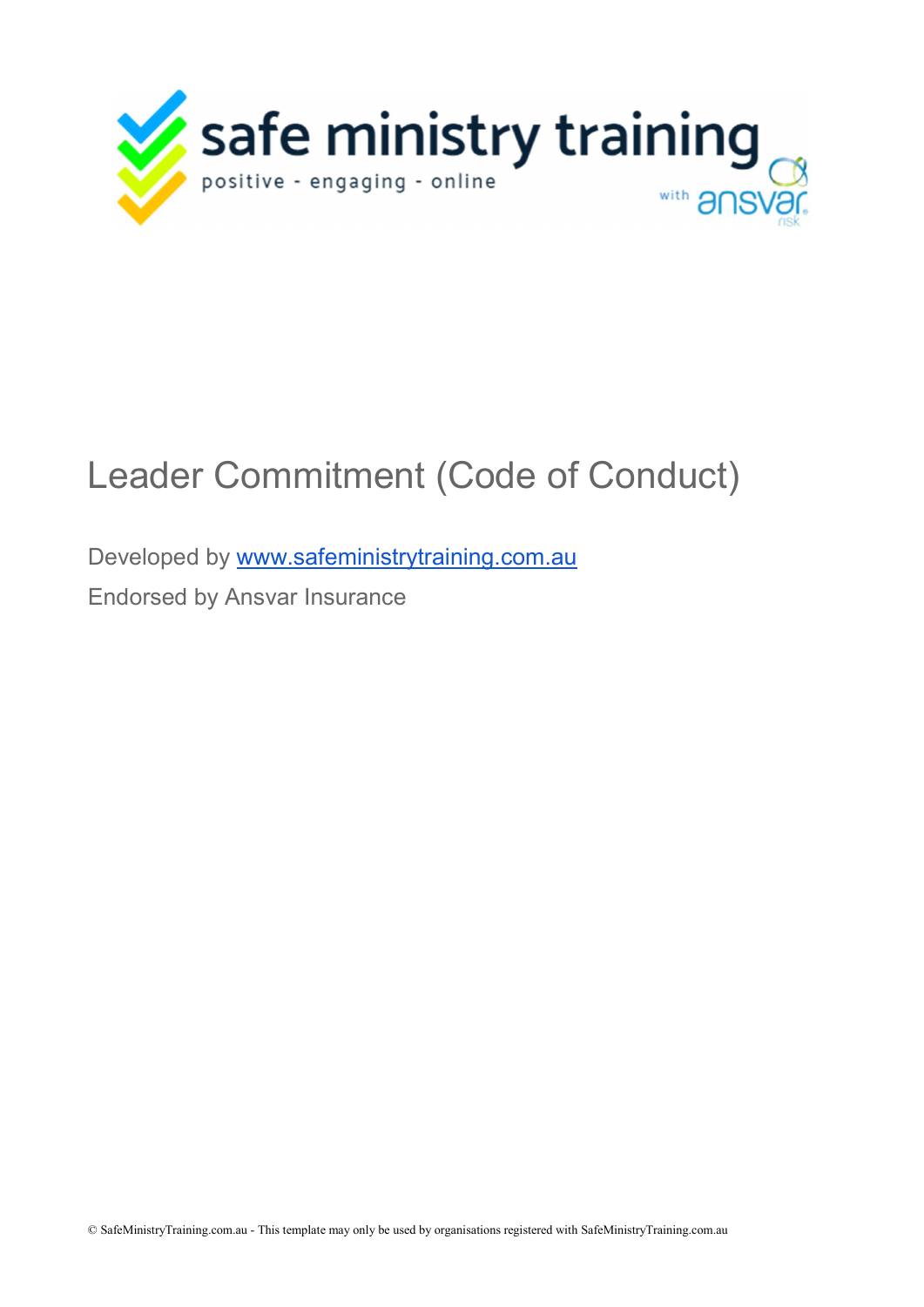# Leader Commitment (Code of Conduct)

Developed by [www.safeministrytraining.com.au](http://www.safeministrytraining.com.au)

Endorsed by Ansvar Insurance

© SafeMinistryTraining.com.au - This template may only be used by organisations registered with SafeMinistryTraining.com.au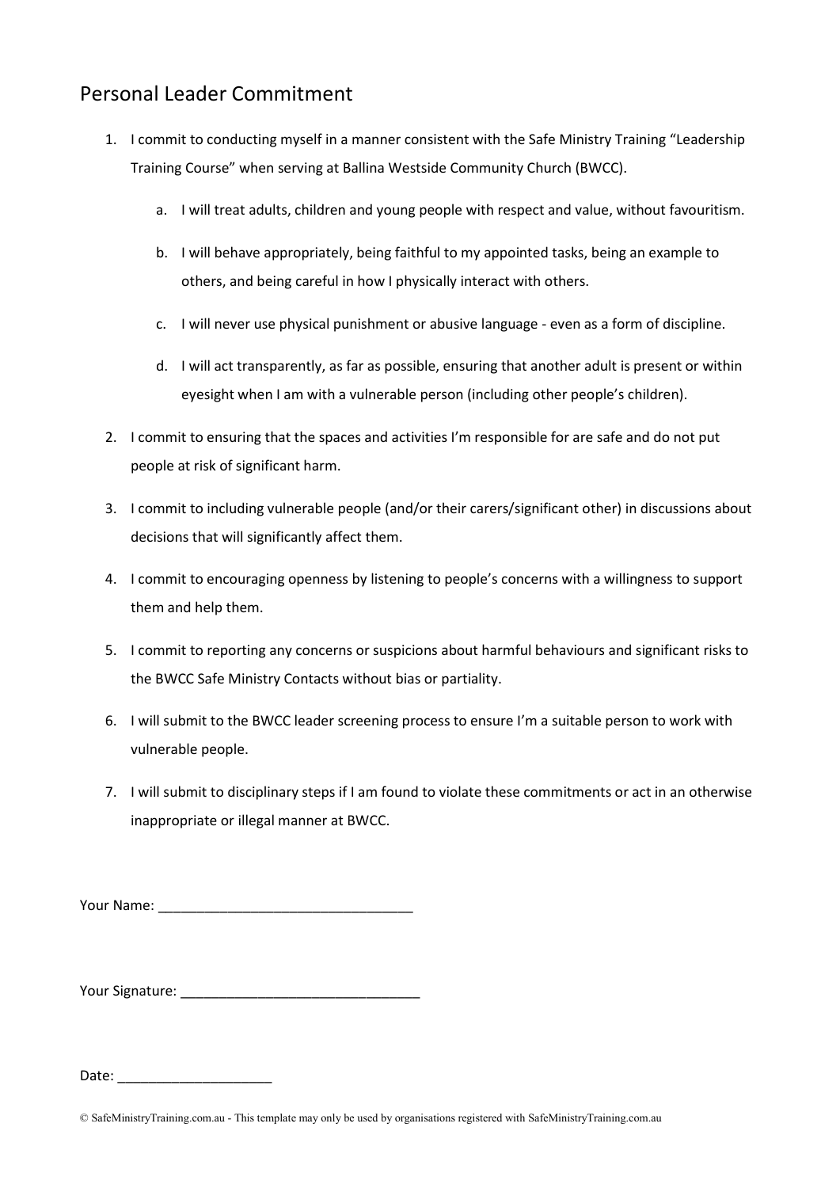## Personal Leader Commitment

1. I commit to conducting myself in a manner consistent with the Safe Ministry Training "Leadership Training Course" when serving at Ballina Westside Community Church (BWCC).
    a. I will treat adults, children and young people with respect and value, without favouritism.
    b. I will behave appropriately, being faithful to my appointed tasks, being an example to others, and being careful in how I physically interact with others.
    c. I will never use physical punishment or abusive language - even as a form of discipline.
    d. I will act transparently, as far as possible, ensuring that another adult is present or within eyesight when I am with a vulnerable person (including other people's children).
2. I commit to ensuring that the spaces and activities I'm responsible for are safe and do not put people at risk of significant harm.
3. I commit to including vulnerable people (and/or their carers/significant other) in discussions about decisions that will significantly affect them.
4. I commit to encouraging openness by listening to people's concerns with a willingness to support them and help them.
5. I commit to reporting any concerns or suspicions about harmful behaviours and significant risks to the BWCC Safe Ministry Contacts without bias or partiality.
6. I will submit to the BWCC leader screening process to ensure I'm a suitable person to work with vulnerable people.
7. I will submit to disciplinary steps if I am found to violate these commitments or act in an otherwise inappropriate or illegal manner at BWCC.

Your Name: _________________________________

Your Signature: _______________________________

Date: ____________________

© SafeMinistryTraining.com.au - This template may only be used by organisations registered with SafeMinistryTraining.com.au